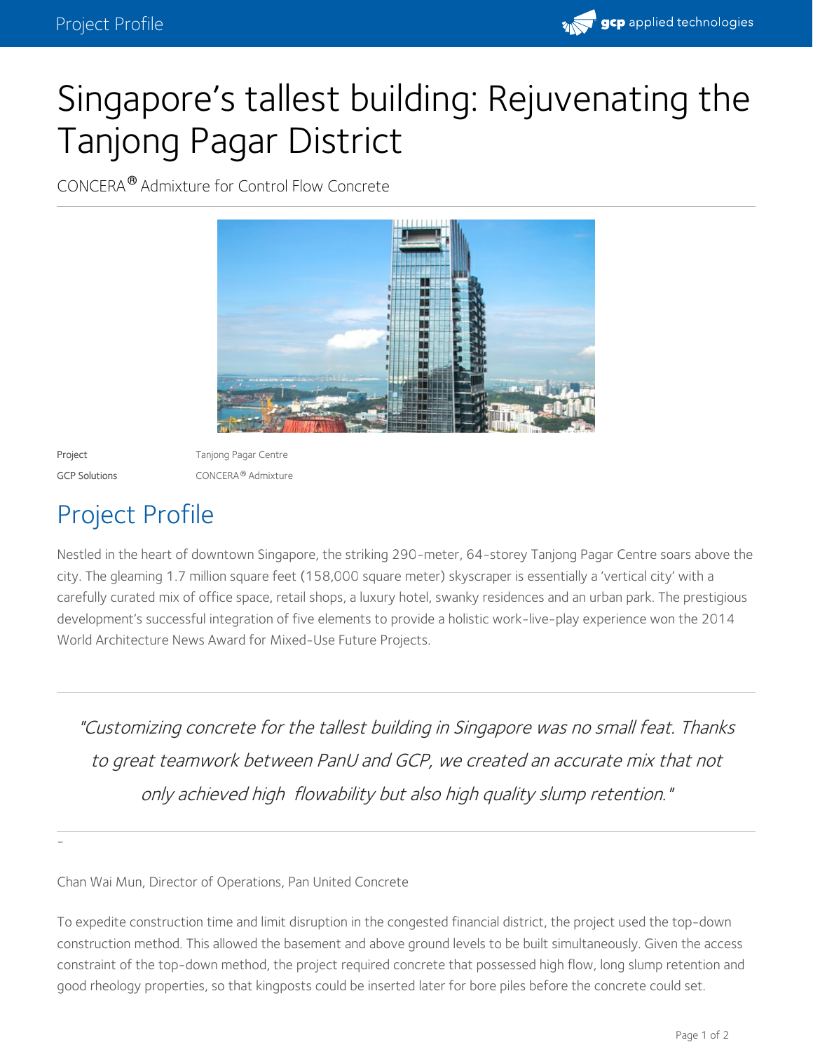# Singapore's tallest building: Rejuvenating the Tanjong Pagar District

CONCERA® Admixture for Control Flow Concrete

| | |
|---|---|
| Project | Tanjong Pagar Centre |
| GCP Solutions | CONCERA® Admixture |

## Project Profile

Nestled in the heart of downtown Singapore, the striking 290-meter, 64-storey Tanjong Pagar Centre soars above the city. The gleaming 1.7 million square feet (158,000 square meter) skyscraper is essentially a 'vertical city' with a carefully curated mix of office space, retail shops, a luxury hotel, swanky residences and an urban park. The prestigious development's successful integration of five elements to provide a holistic work-live-play experience won the 2014 World Architecture News Award for Mixed-Use Future Projects.

*"Customizing concrete for the tallest building in Singapore was no small feat. Thanks to great teamwork between PanU and GCP, we created an accurate mix that not only achieved high flowability but also high quality slump retention."*

-

Chan Wai Mun, Director of Operations, Pan United Concrete

To expedite construction time and limit disruption in the congested financial district, the project used the top-down construction method. This allowed the basement and above ground levels to be built simultaneously. Given the access constraint of the top-down method, the project required concrete that possessed high flow, long slump retention and good rheology properties, so that kingposts could be inserted later for bore piles before the concrete could set.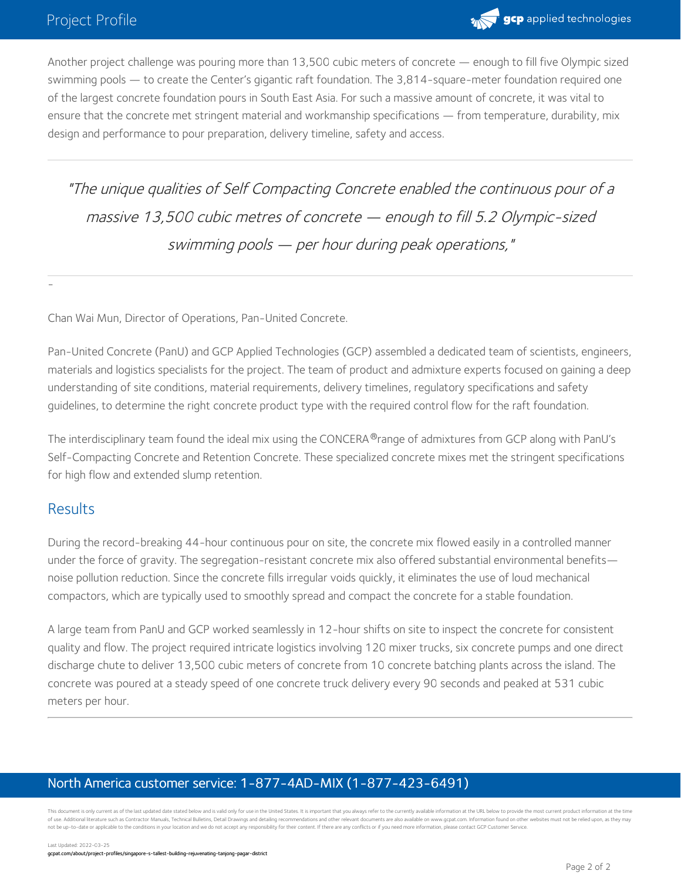Another project challenge was pouring more than 13,500 cubic meters of concrete — enough to fill five Olympic sized swimming pools — to create the Center's gigantic raft foundation. The 3,814-square-meter foundation required one of the largest concrete foundation pours in South East Asia. For such a massive amount of concrete, it was vital to ensure that the concrete met stringent material and workmanship specifications — from temperature, durability, mix design and performance to pour preparation, delivery timeline, safety and access.

---

> *"The unique qualities of Self Compacting Concrete enabled the continuous pour of a massive 13,500 cubic metres of concrete — enough to fill 5.2 Olympic-sized swimming pools — per hour during peak operations,"*

---

-

Chan Wai Mun, Director of Operations, Pan-United Concrete.

Pan-United Concrete (PanU) and GCP Applied Technologies (GCP) assembled a dedicated team of scientists, engineers, materials and logistics specialists for the project. The team of product and admixture experts focused on gaining a deep understanding of site conditions, material requirements, delivery timelines, regulatory specifications and safety guidelines, to determine the right concrete product type with the required control flow for the raft foundation.

The interdisciplinary team found the ideal mix using the CONCERA®range of admixtures from GCP along with PanU's Self-Compacting Concrete and Retention Concrete. These specialized concrete mixes met the stringent specifications for high flow and extended slump retention.

## Results

During the record-breaking 44-hour continuous pour on site, the concrete mix flowed easily in a controlled manner under the force of gravity. The segregation-resistant concrete mix also offered substantial environmental benefits—noise pollution reduction. Since the concrete fills irregular voids quickly, it eliminates the use of loud mechanical compactors, which are typically used to smoothly spread and compact the concrete for a stable foundation.

A large team from PanU and GCP worked seamlessly in 12-hour shifts on site to inspect the concrete for consistent quality and flow. The project required intricate logistics involving 120 mixer trucks, six concrete pumps and one direct discharge chute to deliver 13,500 cubic meters of concrete from 10 concrete batching plants across the island. The concrete was poured at a steady speed of one concrete truck delivery every 90 seconds and peaked at 531 cubic meters per hour.

---

North America customer service: 1-877-4AD-MIX (1-877-423-6491)

This document is only current as of the last updated date stated below and is valid only for use in the United States. It is important that you always refer to the currently available information at the URL below to provide the most current product information at the time of use. Additional literature such as Contractor Manuals, Technical Bulletins, Detail Drawings and detailing recommendations and other relevant documents are also available on www.gcpat.com. Information found on other websites must not be relied upon, as they may not be up-to-date or applicable to the conditions in your location and we do not accept any responsibility for their content. If there are any conflicts or if you need more information, please contact GCP Customer Service.

Last Updated: 2022-03-25
gcpat.com/about/project-profiles/singapore-s-tallest-building-rejuvenating-tanjong-pagar-district